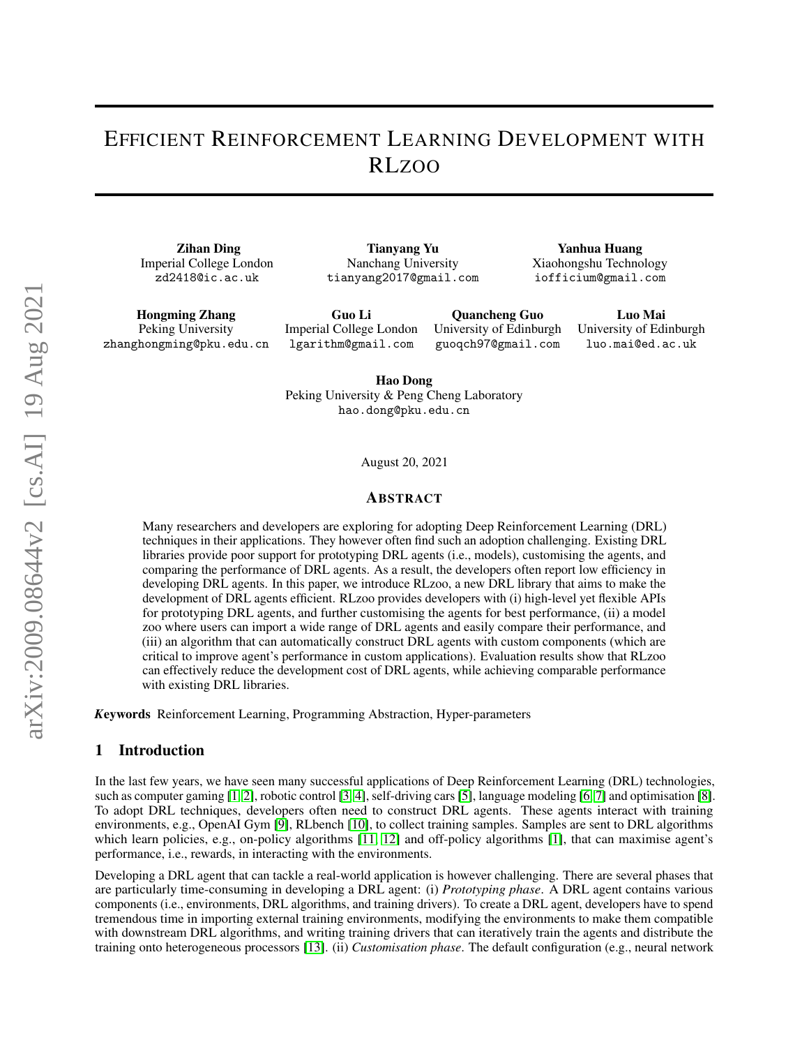# Efficient Reinforcement Learning Development with RLzoo

**Zihan Ding**
Imperial College London
zd2418@ic.ac.uk

**Tianyang Yu**
Nanchang University
tianyang2017@gmail.com

**Yanhua Huang**
Xiaohongshu Technology
iofficium@gmail.com

**Hongming Zhang**
Peking University
zhanghongming@pku.edu.cn

**Guo Li**
Imperial College London
lgarithm@gmail.com

**Quancheng Guo**
University of Edinburgh
guoqch97@gmail.com

**Luo Mai**
University of Edinburgh
luo.mai@ed.ac.uk

**Hao Dong**
Peking University & Peng Cheng Laboratory
hao.dong@pku.edu.cn

August 20, 2021

## Abstract

Many researchers and developers are exploring for adopting Deep Reinforcement Learning (DRL) techniques in their applications. They however often find such an adoption challenging. Existing DRL libraries provide poor support for prototyping DRL agents (i.e., models), customising the agents, and comparing the performance of DRL agents. As a result, the developers often report low efficiency in developing DRL agents. In this paper, we introduce RLzoo, a new DRL library that aims to make the development of DRL agents efficient. RLzoo provides developers with (i) high-level yet flexible APIs for prototyping DRL agents, and further customising the agents for best performance, (ii) a model zoo where users can import a wide range of DRL agents and easily compare their performance, and (iii) an algorithm that can automatically construct DRL agents with custom components (which are critical to improve agent's performance in custom applications). Evaluation results show that RLzoo can effectively reduce the development cost of DRL agents, while achieving comparable performance with existing DRL libraries.

***Keywords*** Reinforcement Learning, Programming Abstraction, Hyper-parameters

## 1 Introduction

In the last few years, we have seen many successful applications of Deep Reinforcement Learning (DRL) technologies, such as computer gaming [1, 2], robotic control [3, 4], self-driving cars [5], language modeling [6, 7] and optimisation [8]. To adopt DRL techniques, developers often need to construct DRL agents. These agents interact with training environments, e.g., OpenAI Gym [9], RLbench [10], to collect training samples. Samples are sent to DRL algorithms which learn policies, e.g., on-policy algorithms [11, 12] and off-policy algorithms [1], that can maximise agent's performance, i.e., rewards, in interacting with the environments.

Developing a DRL agent that can tackle a real-world application is however challenging. There are several phases that are particularly time-consuming in developing a DRL agent: (i) *Prototyping phase*. A DRL agent contains various components (i.e., environments, DRL algorithms, and training drivers). To create a DRL agent, developers have to spend tremendous time in importing external training environments, modifying the environments to make them compatible with downstream DRL algorithms, and writing training drivers that can iteratively train the agents and distribute the training onto heterogeneous processors [13]. (ii) *Customisation phase*. The default configuration (e.g., neural network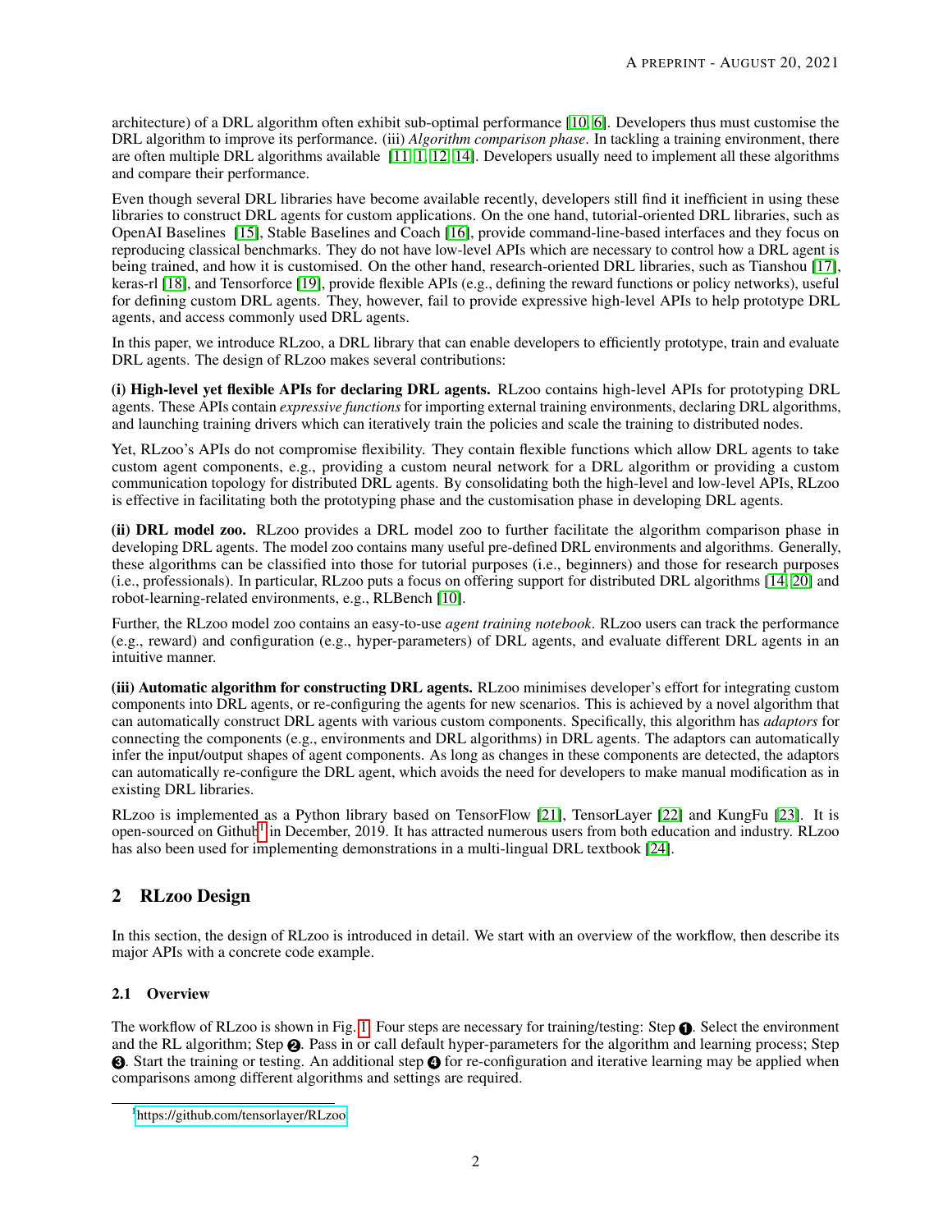architecture) of a DRL algorithm often exhibit sub-optimal performance [10, 6]. Developers thus must customise the DRL algorithm to improve its performance. (iii) *Algorithm comparison phase*. In tackling a training environment, there are often multiple DRL algorithms available [11, 1, 12, 14]. Developers usually need to implement all these algorithms and compare their performance.

Even though several DRL libraries have become available recently, developers still find it inefficient in using these libraries to construct DRL agents for custom applications. On the one hand, tutorial-oriented DRL libraries, such as OpenAI Baselines [15], Stable Baselines and Coach [16], provide command-line-based interfaces and they focus on reproducing classical benchmarks. They do not have low-level APIs which are necessary to control how a DRL agent is being trained, and how it is customised. On the other hand, research-oriented DRL libraries, such as Tianshou [17], keras-rl [18], and Tensorforce [19], provide flexible APIs (e.g., defining the reward functions or policy networks), useful for defining custom DRL agents. They, however, fail to provide expressive high-level APIs to help prototype DRL agents, and access commonly used DRL agents.

In this paper, we introduce RLzoo, a DRL library that can enable developers to efficiently prototype, train and evaluate DRL agents. The design of RLzoo makes several contributions:

**(i) High-level yet flexible APIs for declaring DRL agents.** RLzoo contains high-level APIs for prototyping DRL agents. These APIs contain *expressive functions* for importing external training environments, declaring DRL algorithms, and launching training drivers which can iteratively train the policies and scale the training to distributed nodes.

Yet, RLzoo's APIs do not compromise flexibility. They contain flexible functions which allow DRL agents to take custom agent components, e.g., providing a custom neural network for a DRL algorithm or providing a custom communication topology for distributed DRL agents. By consolidating both the high-level and low-level APIs, RLzoo is effective in facilitating both the prototyping phase and the customisation phase in developing DRL agents.

**(ii) DRL model zoo.** RLzoo provides a DRL model zoo to further facilitate the algorithm comparison phase in developing DRL agents. The model zoo contains many useful pre-defined DRL environments and algorithms. Generally, these algorithms can be classified into those for tutorial purposes (i.e., beginners) and those for research purposes (i.e., professionals). In particular, RLzoo puts a focus on offering support for distributed DRL algorithms [14, 20] and robot-learning-related environments, e.g., RLBench [10].

Further, the RLzoo model zoo contains an easy-to-use *agent training notebook*. RLzoo users can track the performance (e.g., reward) and configuration (e.g., hyper-parameters) of DRL agents, and evaluate different DRL agents in an intuitive manner.

**(iii) Automatic algorithm for constructing DRL agents.** RLzoo minimises developer's effort for integrating custom components into DRL agents, or re-configuring the agents for new scenarios. This is achieved by a novel algorithm that can automatically construct DRL agents with various custom components. Specifically, this algorithm has *adaptors* for connecting the components (e.g., environments and DRL algorithms) in DRL agents. The adaptors can automatically infer the input/output shapes of agent components. As long as changes in these components are detected, the adaptors can automatically re-configure the DRL agent, which avoids the need for developers to make manual modification as in existing DRL libraries.

RLzoo is implemented as a Python library based on TensorFlow [21], TensorLayer [22] and KungFu [23]. It is open-sourced on Github[1] in December, 2019. It has attracted numerous users from both education and industry. RLzoo has also been used for implementing demonstrations in a multi-lingual DRL textbook [24].

## 2 RLzoo Design

In this section, the design of RLzoo is introduced in detail. We start with an overview of the workflow, then describe its major APIs with a concrete code example.

### 2.1 Overview

The workflow of RLzoo is shown in Fig. 1. Four steps are necessary for training/testing: Step ❶. Select the environment and the RL algorithm; Step ❷. Pass in or call default hyper-parameters for the algorithm and learning process; Step ❸. Start the training or testing. An additional step ❹ for re-configuration and iterative learning may be applied when comparisons among different algorithms and settings are required.

[1] https://github.com/tensorlayer/RLzoo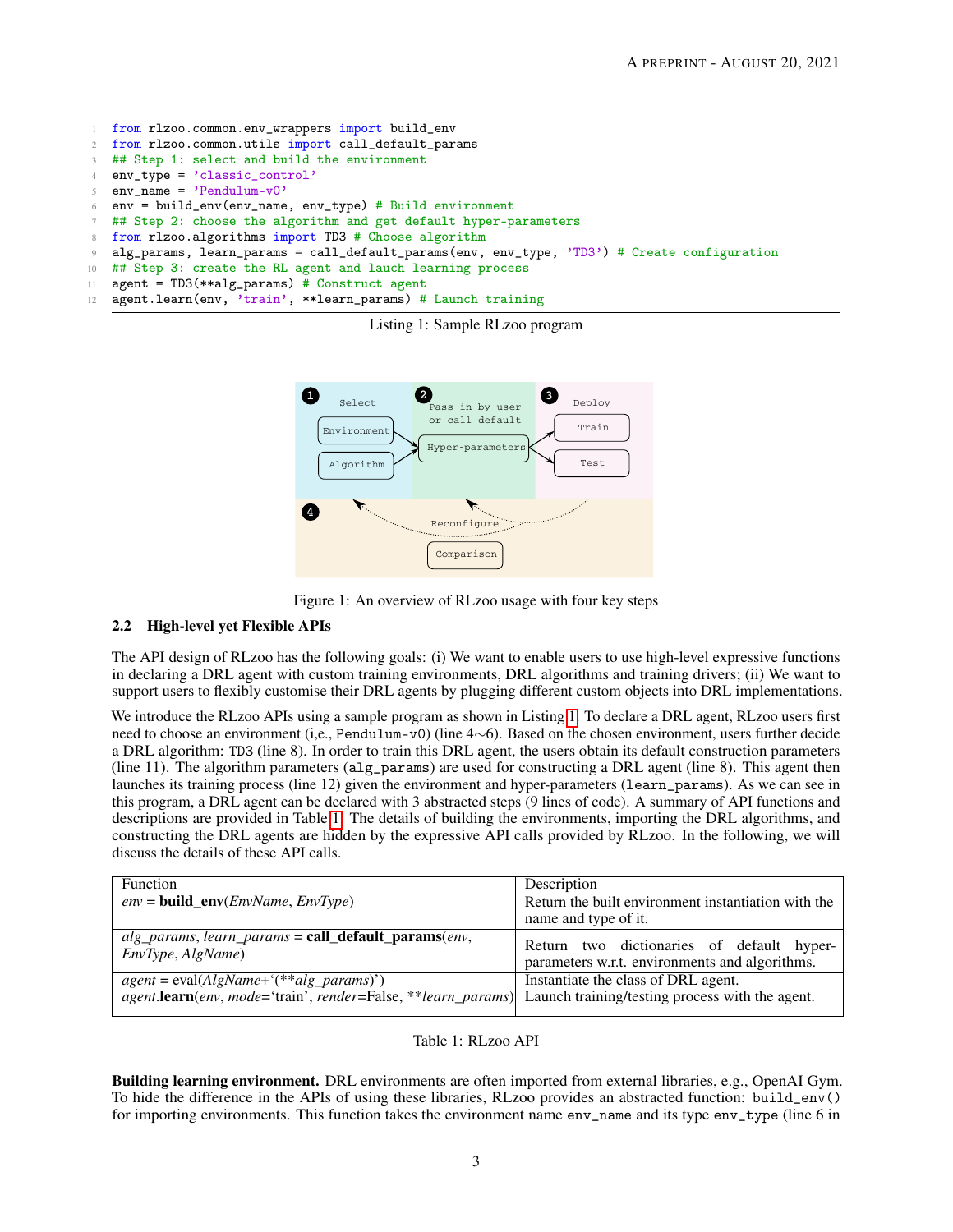```python
from rlzoo.common.env_wrappers import build_env
from rlzoo.common.utils import call_default_params
## Step 1: select and build the environment
env_type = 'classic_control'
env_name = 'Pendulum-v0'
env = build_env(env_name, env_type) # Build environment
## Step 2: choose the algorithm and get default hyper-parameters
from rlzoo.algorithms import TD3 # Choose algorithm
alg_params, learn_params = call_default_params(env, env_type, 'TD3') # Create configuration
## Step 3: create the RL agent and lauch learning process
agent = TD3(**alg_params) # Construct agent
agent.learn(env, 'train', **learn_params) # Launch training
```

Listing 1: Sample RLzoo program

Figure 1: An overview of RLzoo usage with four key steps

### 2.2 High-level yet Flexible APIs

The API design of RLzoo has the following goals: (i) We want to enable users to use high-level expressive functions in declaring a DRL agent with custom training environments, DRL algorithms and training drivers; (ii) We want to support users to flexibly customise their DRL agents by plugging different custom objects into DRL implementations.

We introduce the RLzoo APIs using a sample program as shown in Listing 1. To declare a DRL agent, RLzoo users first need to choose an environment (i,e., `Pendulum-v0`) (line 4∼6). Based on the chosen environment, users further decide a DRL algorithm: `TD3` (line 8). In order to train this DRL agent, the users obtain its default construction parameters (line 11). The algorithm parameters (`alg_params`) are used for constructing a DRL agent (line 8). This agent then launches its training process (line 12) given the environment and hyper-parameters (`learn_params`). As we can see in this program, a DRL agent can be declared with 3 abstracted steps (9 lines of code). A summary of API functions and descriptions are provided in Table 1. The details of building the environments, importing the DRL algorithms, and constructing the DRL agents are hidden by the expressive API calls provided by RLzoo. In the following, we will discuss the details of these API calls.

| Function | Description |
|---|---|
| *env* = **build_env**(*EnvName*, *EnvType*) | Return the built environment instantiation with the name and type of it. |
| *alg_params*, *learn_params* = **call_default_params**(*env*, *EnvType*, *AlgName*) | Return two dictionaries of default hyper-parameters w.r.t. environments and algorithms. |
| *agent* = eval(*AlgName*+'(\*\**alg_params*)')<br>*agent*.**learn**(*env*, *mode*='train', *render*=False, \*\**learn_params*) | Instantiate the class of DRL agent.<br>Launch training/testing process with the agent. |

Table 1: RLzoo API

**Building learning environment.** DRL environments are often imported from external libraries, e.g., OpenAI Gym. To hide the difference in the APIs of using these libraries, RLzoo provides an abstracted function: `build_env()` for importing environments. This function takes the environment name `env_name` and its type `env_type` (line 6 in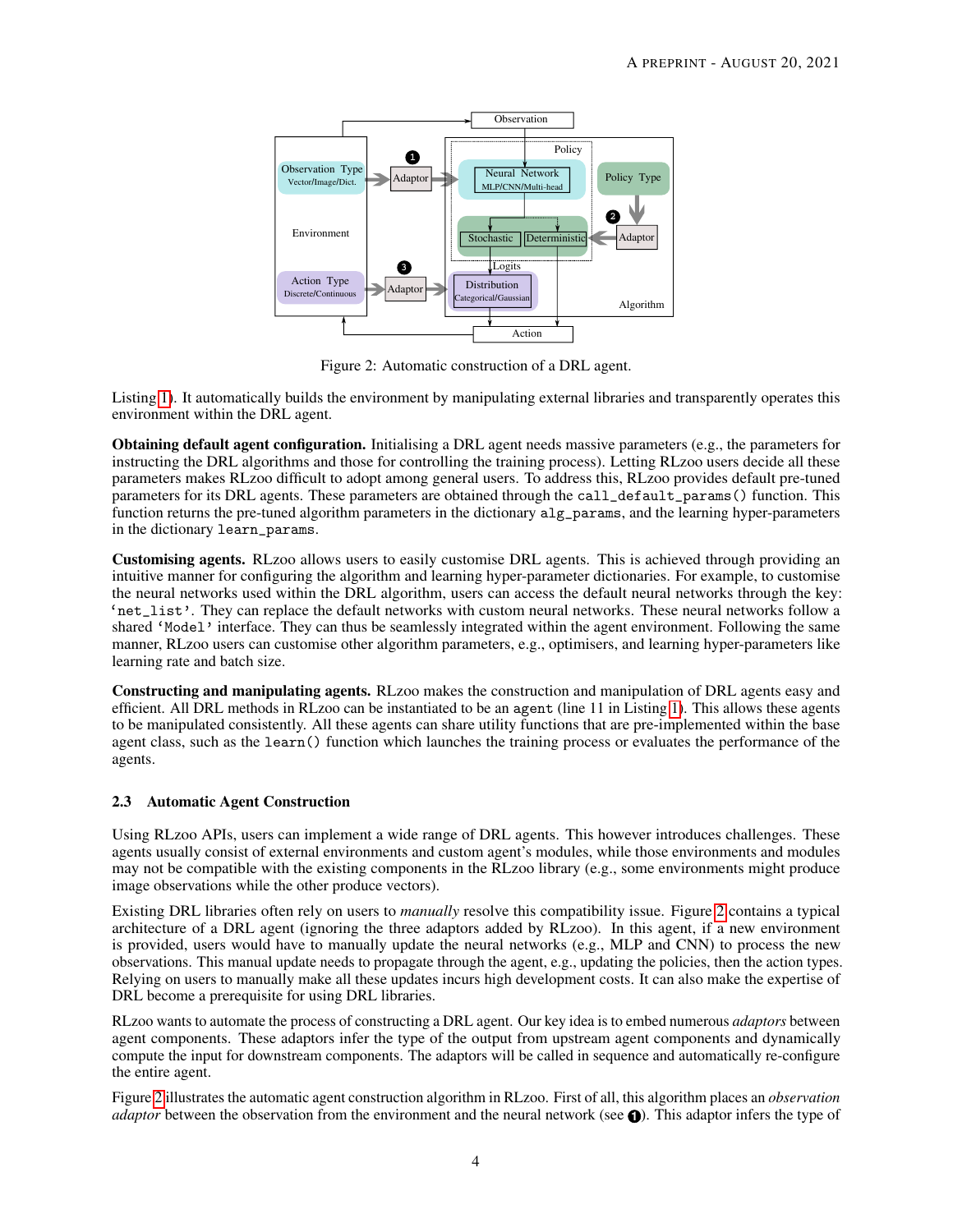Figure 2: Automatic construction of a DRL agent.

Listing 1). It automatically builds the environment by manipulating external libraries and transparently operates this environment within the DRL agent.

**Obtaining default agent configuration.** Initialising a DRL agent needs massive parameters (e.g., the parameters for instructing the DRL algorithms and those for controlling the training process). Letting RLzoo users decide all these parameters makes RLzoo difficult to adopt among general users. To address this, RLzoo provides default pre-tuned parameters for its DRL agents. These parameters are obtained through the `call_default_params()` function. This function returns the pre-tuned algorithm parameters in the dictionary `alg_params`, and the learning hyper-parameters in the dictionary `learn_params`.

**Customising agents.** RLzoo allows users to easily customise DRL agents. This is achieved through providing an intuitive manner for configuring the algorithm and learning hyper-parameter dictionaries. For example, to customise the neural networks used within the DRL algorithm, users can access the default neural networks through the key: `'net_list'`. They can replace the default networks with custom neural networks. These neural networks follow a shared `'Model'` interface. They can thus be seamlessly integrated within the agent environment. Following the same manner, RLzoo users can customise other algorithm parameters, e.g., optimisers, and learning hyper-parameters like learning rate and batch size.

**Constructing and manipulating agents.** RLzoo makes the construction and manipulation of DRL agents easy and efficient. All DRL methods in RLzoo can be instantiated to be an `agent` (line 11 in Listing 1). This allows these agents to be manipulated consistently. All these agents can share utility functions that are pre-implemented within the base agent class, such as the `learn()` function which launches the training process or evaluates the performance of the agents.

### 2.3 Automatic Agent Construction

Using RLzoo APIs, users can implement a wide range of DRL agents. This however introduces challenges. These agents usually consist of external environments and custom agent's modules, while those environments and modules may not be compatible with the existing components in the RLzoo library (e.g., some environments might produce image observations while the other produce vectors).

Existing DRL libraries often rely on users to *manually* resolve this compatibility issue. Figure 2 contains a typical architecture of a DRL agent (ignoring the three adaptors added by RLzoo). In this agent, if a new environment is provided, users would have to manually update the neural networks (e.g., MLP and CNN) to process the new observations. This manual update needs to propagate through the agent, e.g., updating the policies, then the action types. Relying on users to manually make all these updates incurs high development costs. It can also make the expertise of DRL become a prerequisite for using DRL libraries.

RLzoo wants to automate the process of constructing a DRL agent. Our key idea is to embed numerous *adaptors* between agent components. These adaptors infer the type of the output from upstream agent components and dynamically compute the input for downstream components. The adaptors will be called in sequence and automatically re-configure the entire agent.

Figure 2 illustrates the automatic agent construction algorithm in RLzoo. First of all, this algorithm places an *observation adaptor* between the observation from the environment and the neural network (see ❶). This adaptor infers the type of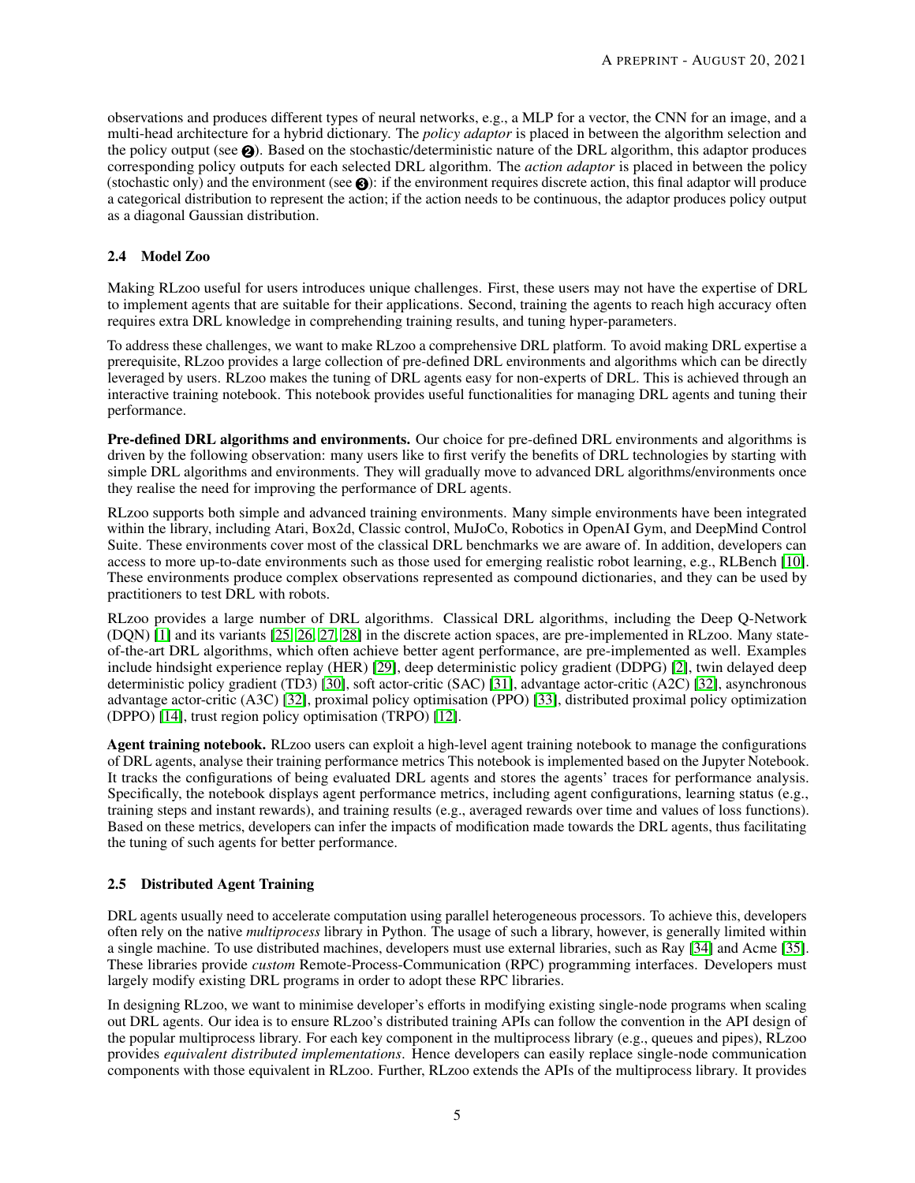observations and produces different types of neural networks, e.g., a MLP for a vector, the CNN for an image, and a multi-head architecture for a hybrid dictionary. The *policy adaptor* is placed in between the algorithm selection and the policy output (see ❷). Based on the stochastic/deterministic nature of the DRL algorithm, this adaptor produces corresponding policy outputs for each selected DRL algorithm. The *action adaptor* is placed in between the policy (stochastic only) and the environment (see ❸): if the environment requires discrete action, this final adaptor will produce a categorical distribution to represent the action; if the action needs to be continuous, the adaptor produces policy output as a diagonal Gaussian distribution.

### 2.4 Model Zoo

Making RLzoo useful for users introduces unique challenges. First, these users may not have the expertise of DRL to implement agents that are suitable for their applications. Second, training the agents to reach high accuracy often requires extra DRL knowledge in comprehending training results, and tuning hyper-parameters.

To address these challenges, we want to make RLzoo a comprehensive DRL platform. To avoid making DRL expertise a prerequisite, RLzoo provides a large collection of pre-defined DRL environments and algorithms which can be directly leveraged by users. RLzoo makes the tuning of DRL agents easy for non-experts of DRL. This is achieved through an interactive training notebook. This notebook provides useful functionalities for managing DRL agents and tuning their performance.

**Pre-defined DRL algorithms and environments.** Our choice for pre-defined DRL environments and algorithms is driven by the following observation: many users like to first verify the benefits of DRL technologies by starting with simple DRL algorithms and environments. They will gradually move to advanced DRL algorithms/environments once they realise the need for improving the performance of DRL agents.

RLzoo supports both simple and advanced training environments. Many simple environments have been integrated within the library, including Atari, Box2d, Classic control, MuJoCo, Robotics in OpenAI Gym, and DeepMind Control Suite. These environments cover most of the classical DRL benchmarks we are aware of. In addition, developers can access to more up-to-date environments such as those used for emerging realistic robot learning, e.g., RLBench [10]. These environments produce complex observations represented as compound dictionaries, and they can be used by practitioners to test DRL with robots.

RLzoo provides a large number of DRL algorithms. Classical DRL algorithms, including the Deep Q-Network (DQN) [1] and its variants [25, 26, 27, 28] in the discrete action spaces, are pre-implemented in RLzoo. Many state-of-the-art DRL algorithms, which often achieve better agent performance, are pre-implemented as well. Examples include hindsight experience replay (HER) [29], deep deterministic policy gradient (DDPG) [2], twin delayed deep deterministic policy gradient (TD3) [30], soft actor-critic (SAC) [31], advantage actor-critic (A2C) [32], asynchronous advantage actor-critic (A3C) [32], proximal policy optimisation (PPO) [33], distributed proximal policy optimization (DPPO) [14], trust region policy optimisation (TRPO) [12].

**Agent training notebook.** RLzoo users can exploit a high-level agent training notebook to manage the configurations of DRL agents, analyse their training performance metrics This notebook is implemented based on the Jupyter Notebook. It tracks the configurations of being evaluated DRL agents and stores the agents' traces for performance analysis. Specifically, the notebook displays agent performance metrics, including agent configurations, learning status (e.g., training steps and instant rewards), and training results (e.g., averaged rewards over time and values of loss functions). Based on these metrics, developers can infer the impacts of modification made towards the DRL agents, thus facilitating the tuning of such agents for better performance.

### 2.5 Distributed Agent Training

DRL agents usually need to accelerate computation using parallel heterogeneous processors. To achieve this, developers often rely on the native *multiprocess* library in Python. The usage of such a library, however, is generally limited within a single machine. To use distributed machines, developers must use external libraries, such as Ray [34] and Acme [35]. These libraries provide *custom* Remote-Process-Communication (RPC) programming interfaces. Developers must largely modify existing DRL programs in order to adopt these RPC libraries.

In designing RLzoo, we want to minimise developer's efforts in modifying existing single-node programs when scaling out DRL agents. Our idea is to ensure RLzoo's distributed training APIs can follow the convention in the API design of the popular multiprocess library. For each key component in the multiprocess library (e.g., queues and pipes), RLzoo provides *equivalent distributed implementations*. Hence developers can easily replace single-node communication components with those equivalent in RLzoo. Further, RLzoo extends the APIs of the multiprocess library. It provides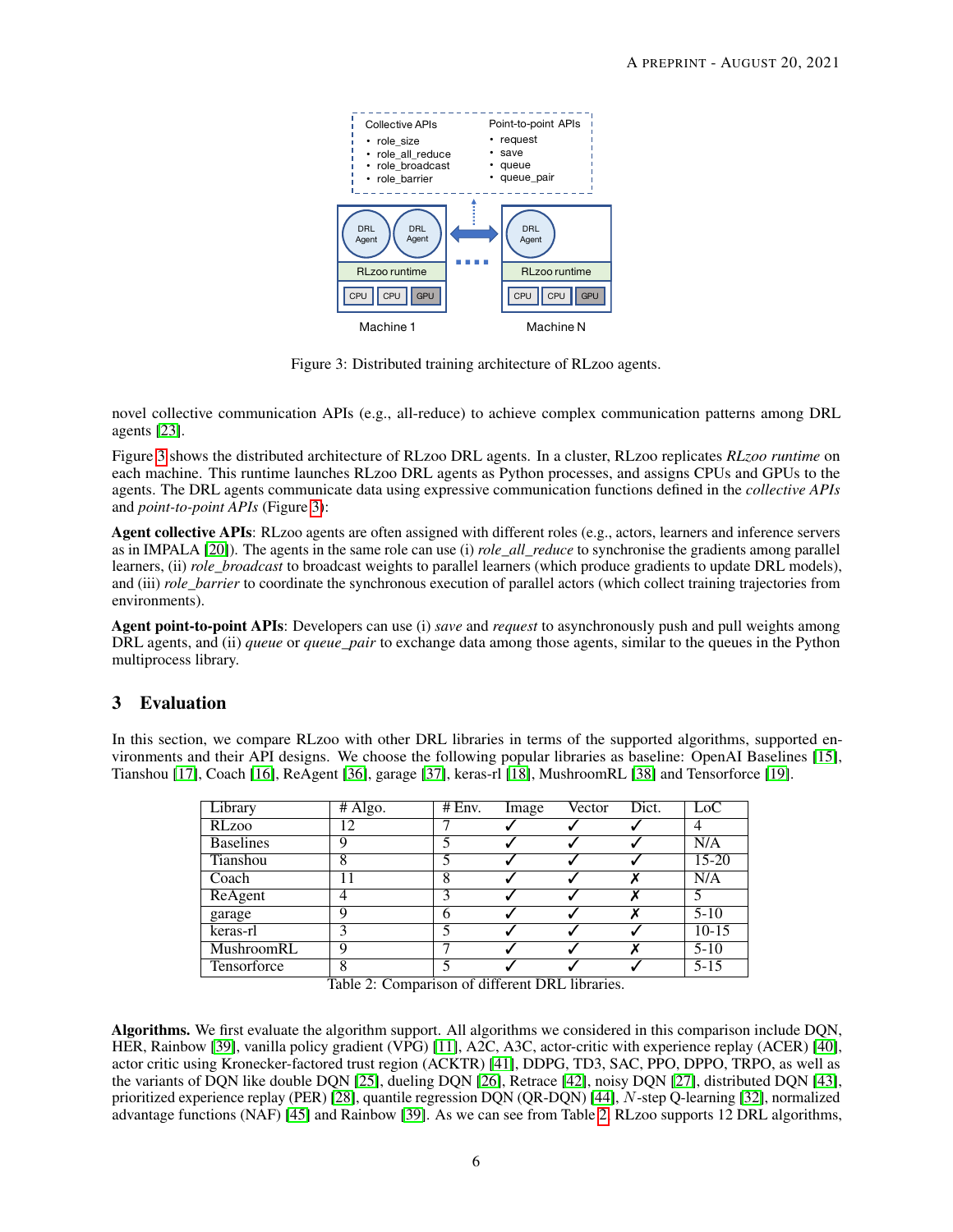Collective APIs
- role_size
- role_all_reduce
- role_broadcast
- role_barrier

Point-to-point APIs
- request
- save
- queue
- queue_pair

Figure 3: Distributed training architecture of RLzoo agents.

novel collective communication APIs (e.g., all-reduce) to achieve complex communication patterns among DRL agents [23].

Figure 3 shows the distributed architecture of RLzoo DRL agents. In a cluster, RLzoo replicates *RLzoo runtime* on each machine. This runtime launches RLzoo DRL agents as Python processes, and assigns CPUs and GPUs to the agents. The DRL agents communicate data using expressive communication functions defined in the *collective APIs* and *point-to-point APIs* (Figure 3):

**Agent collective APIs**: RLzoo agents are often assigned with different roles (e.g., actors, learners and inference servers as in IMPALA [20]). The agents in the same role can use (i) *role_all_reduce* to synchronise the gradients among parallel learners, (ii) *role_broadcast* to broadcast weights to parallel learners (which produce gradients to update DRL models), and (iii) *role_barrier* to coordinate the synchronous execution of parallel actors (which collect training trajectories from environments).

**Agent point-to-point APIs**: Developers can use (i) *save* and *request* to asynchronously push and pull weights among DRL agents, and (ii) *queue* or *queue_pair* to exchange data among those agents, similar to the queues in the Python multiprocess library.

## 3 Evaluation

In this section, we compare RLzoo with other DRL libraries in terms of the supported algorithms, supported environments and their API designs. We choose the following popular libraries as baseline: OpenAI Baselines [15], Tianshou [17], Coach [16], ReAgent [36], garage [37], keras-rl [18], MushroomRL [38] and Tensorforce [19].

| Library | # Algo. | # Env. | Image | Vector | Dict. | LoC |
|---|---|---|---|---|---|---|
| RLzoo | 12 | 7 | ✓ | ✓ | ✓ | 4 |
| Baselines | 9 | 5 | ✓ | ✓ | ✓ | N/A |
| Tianshou | 8 | 5 | ✓ | ✓ | ✓ | 15-20 |
| Coach | 11 | 8 | ✓ | ✓ | ✗ | N/A |
| ReAgent | 4 | 3 | ✓ | ✓ | ✗ | 5 |
| garage | 9 | 6 | ✓ | ✓ | ✗ | 5-10 |
| keras-rl | 3 | 5 | ✓ | ✓ | ✓ | 10-15 |
| MushroomRL | 9 | 7 | ✓ | ✓ | ✗ | 5-10 |
| Tensorforce | 8 | 5 | ✓ | ✓ | ✓ | 5-15 |

Table 2: Comparison of different DRL libraries.

**Algorithms.** We first evaluate the algorithm support. All algorithms we considered in this comparison include DQN, HER, Rainbow [39], vanilla policy gradient (VPG) [11], A2C, A3C, actor-critic with experience replay (ACER) [40], actor critic using Kronecker-factored trust region (ACKTR) [41], DDPG, TD3, SAC, PPO, DPPO, TRPO, as well as the variants of DQN like double DQN [25], dueling DQN [26], Retrace [42], noisy DQN [27], distributed DQN [43], prioritized experience replay (PER) [28], quantile regression DQN (QR-DQN) [44], $N$-step Q-learning [32], normalized advantage functions (NAF) [45] and Rainbow [39]. As we can see from Table 2, RLzoo supports 12 DRL algorithms,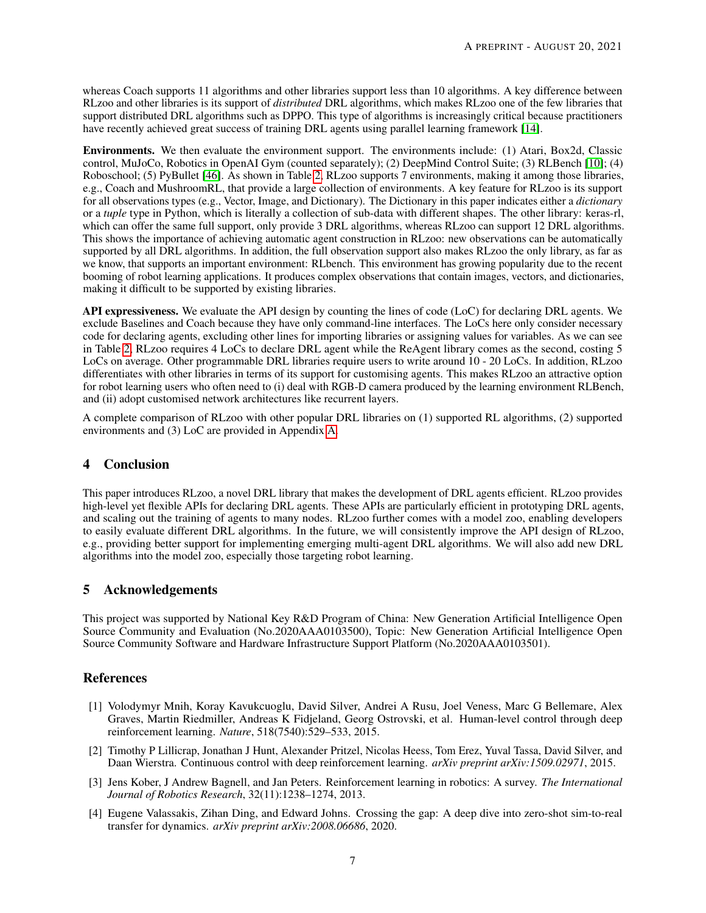whereas Coach supports 11 algorithms and other libraries support less than 10 algorithms. A key difference between RLzoo and other libraries is its support of *distributed* DRL algorithms, which makes RLzoo one of the few libraries that support distributed DRL algorithms such as DPPO. This type of algorithms is increasingly critical because practitioners have recently achieved great success of training DRL agents using parallel learning framework [14].

**Environments.** We then evaluate the environment support. The environments include: (1) Atari, Box2d, Classic control, MuJoCo, Robotics in OpenAI Gym (counted separately); (2) DeepMind Control Suite; (3) RLBench [10]; (4) Roboschool; (5) PyBullet [46]. As shown in Table 2, RLzoo supports 7 environments, making it among those libraries, e.g., Coach and MushroomRL, that provide a large collection of environments. A key feature for RLzoo is its support for all observations types (e.g., Vector, Image, and Dictionary). The Dictionary in this paper indicates either a *dictionary* or a *tuple* type in Python, which is literally a collection of sub-data with different shapes. The other library: keras-rl, which can offer the same full support, only provide 3 DRL algorithms, whereas RLzoo can support 12 DRL algorithms. This shows the importance of achieving automatic agent construction in RLzoo: new observations can be automatically supported by all DRL algorithms. In addition, the full observation support also makes RLzoo the only library, as far as we know, that supports an important environment: RLbench. This environment has growing popularity due to the recent booming of robot learning applications. It produces complex observations that contain images, vectors, and dictionaries, making it difficult to be supported by existing libraries.

**API expressiveness.** We evaluate the API design by counting the lines of code (LoC) for declaring DRL agents. We exclude Baselines and Coach because they have only command-line interfaces. The LoCs here only consider necessary code for declaring agents, excluding other lines for importing libraries or assigning values for variables. As we can see in Table 2, RLzoo requires 4 LoCs to declare DRL agent while the ReAgent library comes as the second, costing 5 LoCs on average. Other programmable DRL libraries require users to write around 10 - 20 LoCs. In addition, RLzoo differentiates with other libraries in terms of its support for customising agents. This makes RLzoo an attractive option for robot learning users who often need to (i) deal with RGB-D camera produced by the learning environment RLBench, and (ii) adopt customised network architectures like recurrent layers.

A complete comparison of RLzoo with other popular DRL libraries on (1) supported RL algorithms, (2) supported environments and (3) LoC are provided in Appendix A.

# 4 Conclusion

This paper introduces RLzoo, a novel DRL library that makes the development of DRL agents efficient. RLzoo provides high-level yet flexible APIs for declaring DRL agents. These APIs are particularly efficient in prototyping DRL agents, and scaling out the training of agents to many nodes. RLzoo further comes with a model zoo, enabling developers to easily evaluate different DRL algorithms. In the future, we will consistently improve the API design of RLzoo, e.g., providing better support for implementing emerging multi-agent DRL algorithms. We will also add new DRL algorithms into the model zoo, especially those targeting robot learning.

# 5 Acknowledgements

This project was supported by National Key R&D Program of China: New Generation Artificial Intelligence Open Source Community and Evaluation (No.2020AAA0103500), Topic: New Generation Artificial Intelligence Open Source Community Software and Hardware Infrastructure Support Platform (No.2020AAA0103501).

# References

[1] Volodymyr Mnih, Koray Kavukcuoglu, David Silver, Andrei A Rusu, Joel Veness, Marc G Bellemare, Alex Graves, Martin Riedmiller, Andreas K Fidjeland, Georg Ostrovski, et al. Human-level control through deep reinforcement learning. *Nature*, 518(7540):529–533, 2015.

[2] Timothy P Lillicrap, Jonathan J Hunt, Alexander Pritzel, Nicolas Heess, Tom Erez, Yuval Tassa, David Silver, and Daan Wierstra. Continuous control with deep reinforcement learning. *arXiv preprint arXiv:1509.02971*, 2015.

[3] Jens Kober, J Andrew Bagnell, and Jan Peters. Reinforcement learning in robotics: A survey. *The International Journal of Robotics Research*, 32(11):1238–1274, 2013.

[4] Eugene Valassakis, Zihan Ding, and Edward Johns. Crossing the gap: A deep dive into zero-shot sim-to-real transfer for dynamics. *arXiv preprint arXiv:2008.06686*, 2020.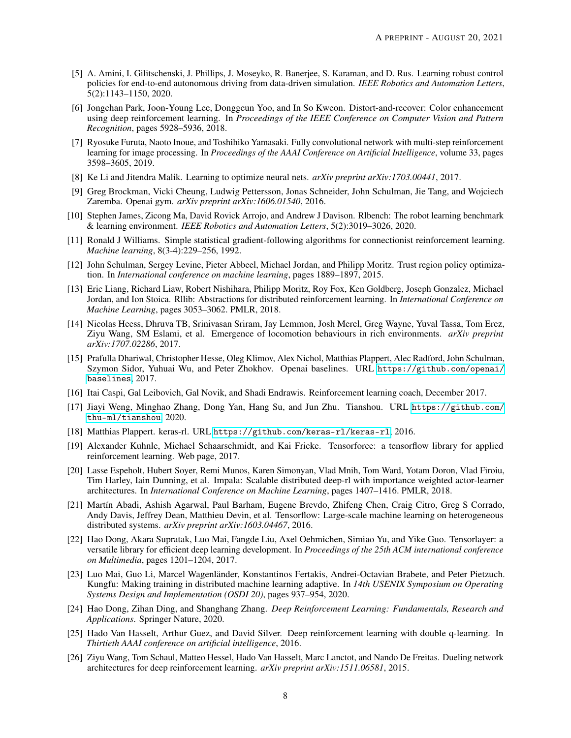[5] A. Amini, I. Gilitschenski, J. Phillips, J. Moseyko, R. Banerjee, S. Karaman, and D. Rus. Learning robust control policies for end-to-end autonomous driving from data-driven simulation. *IEEE Robotics and Automation Letters*, 5(2):1143–1150, 2020.

[6] Jongchan Park, Joon-Young Lee, Donggeun Yoo, and In So Kweon. Distort-and-recover: Color enhancement using deep reinforcement learning. In *Proceedings of the IEEE Conference on Computer Vision and Pattern Recognition*, pages 5928–5936, 2018.

[7] Ryosuke Furuta, Naoto Inoue, and Toshihiko Yamasaki. Fully convolutional network with multi-step reinforcement learning for image processing. In *Proceedings of the AAAI Conference on Artificial Intelligence*, volume 33, pages 3598–3605, 2019.

[8] Ke Li and Jitendra Malik. Learning to optimize neural nets. *arXiv preprint arXiv:1703.00441*, 2017.

[9] Greg Brockman, Vicki Cheung, Ludwig Pettersson, Jonas Schneider, John Schulman, Jie Tang, and Wojciech Zaremba. Openai gym. *arXiv preprint arXiv:1606.01540*, 2016.

[10] Stephen James, Zicong Ma, David Rovick Arrojo, and Andrew J Davison. Rlbench: The robot learning benchmark & learning environment. *IEEE Robotics and Automation Letters*, 5(2):3019–3026, 2020.

[11] Ronald J Williams. Simple statistical gradient-following algorithms for connectionist reinforcement learning. *Machine learning*, 8(3-4):229–256, 1992.

[12] John Schulman, Sergey Levine, Pieter Abbeel, Michael Jordan, and Philipp Moritz. Trust region policy optimization. In *International conference on machine learning*, pages 1889–1897, 2015.

[13] Eric Liang, Richard Liaw, Robert Nishihara, Philipp Moritz, Roy Fox, Ken Goldberg, Joseph Gonzalez, Michael Jordan, and Ion Stoica. Rllib: Abstractions for distributed reinforcement learning. In *International Conference on Machine Learning*, pages 3053–3062. PMLR, 2018.

[14] Nicolas Heess, Dhruva TB, Srinivasan Sriram, Jay Lemmon, Josh Merel, Greg Wayne, Yuval Tassa, Tom Erez, Ziyu Wang, SM Eslami, et al. Emergence of locomotion behaviours in rich environments. *arXiv preprint arXiv:1707.02286*, 2017.

[15] Prafulla Dhariwal, Christopher Hesse, Oleg Klimov, Alex Nichol, Matthias Plappert, Alec Radford, John Schulman, Szymon Sidor, Yuhuai Wu, and Peter Zhokhov. Openai baselines. URL `https://github.com/openai/baselines`, 2017.

[16] Itai Caspi, Gal Leibovich, Gal Novik, and Shadi Endrawis. Reinforcement learning coach, December 2017.

[17] Jiayi Weng, Minghao Zhang, Dong Yan, Hang Su, and Jun Zhu. Tianshou. URL `https://github.com/thu-ml/tianshou`, 2020.

[18] Matthias Plappert. keras-rl. URL `https://github.com/keras-rl/keras-rl`, 2016.

[19] Alexander Kuhnle, Michael Schaarschmidt, and Kai Fricke. Tensorforce: a tensorflow library for applied reinforcement learning. Web page, 2017.

[20] Lasse Espeholt, Hubert Soyer, Remi Munos, Karen Simonyan, Vlad Mnih, Tom Ward, Yotam Doron, Vlad Firoiu, Tim Harley, Iain Dunning, et al. Impala: Scalable distributed deep-rl with importance weighted actor-learner architectures. In *International Conference on Machine Learning*, pages 1407–1416. PMLR, 2018.

[21] Martín Abadi, Ashish Agarwal, Paul Barham, Eugene Brevdo, Zhifeng Chen, Craig Citro, Greg S Corrado, Andy Davis, Jeffrey Dean, Matthieu Devin, et al. Tensorflow: Large-scale machine learning on heterogeneous distributed systems. *arXiv preprint arXiv:1603.04467*, 2016.

[22] Hao Dong, Akara Supratak, Luo Mai, Fangde Liu, Axel Oehmichen, Simiao Yu, and Yike Guo. Tensorlayer: a versatile library for efficient deep learning development. In *Proceedings of the 25th ACM international conference on Multimedia*, pages 1201–1204, 2017.

[23] Luo Mai, Guo Li, Marcel Wagenländer, Konstantinos Fertakis, Andrei-Octavian Brabete, and Peter Pietzuch. Kungfu: Making training in distributed machine learning adaptive. In *14th USENIX Symposium on Operating Systems Design and Implementation (OSDI 20)*, pages 937–954, 2020.

[24] Hao Dong, Zihan Ding, and Shanghang Zhang. *Deep Reinforcement Learning: Fundamentals, Research and Applications*. Springer Nature, 2020.

[25] Hado Van Hasselt, Arthur Guez, and David Silver. Deep reinforcement learning with double q-learning. In *Thirtieth AAAI conference on artificial intelligence*, 2016.

[26] Ziyu Wang, Tom Schaul, Matteo Hessel, Hado Van Hasselt, Marc Lanctot, and Nando De Freitas. Dueling network architectures for deep reinforcement learning. *arXiv preprint arXiv:1511.06581*, 2015.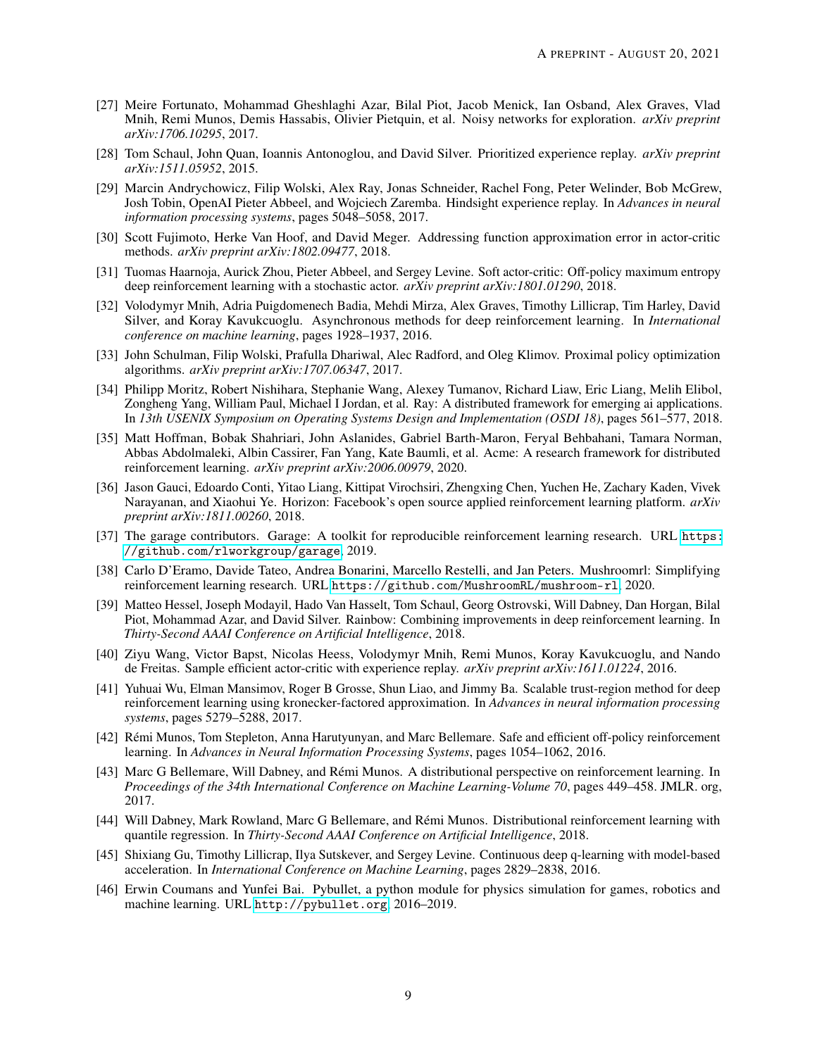[27] Meire Fortunato, Mohammad Gheshlaghi Azar, Bilal Piot, Jacob Menick, Ian Osband, Alex Graves, Vlad Mnih, Remi Munos, Demis Hassabis, Olivier Pietquin, et al. Noisy networks for exploration. *arXiv preprint arXiv:1706.10295*, 2017.

[28] Tom Schaul, John Quan, Ioannis Antonoglou, and David Silver. Prioritized experience replay. *arXiv preprint arXiv:1511.05952*, 2015.

[29] Marcin Andrychowicz, Filip Wolski, Alex Ray, Jonas Schneider, Rachel Fong, Peter Welinder, Bob McGrew, Josh Tobin, OpenAI Pieter Abbeel, and Wojciech Zaremba. Hindsight experience replay. In *Advances in neural information processing systems*, pages 5048–5058, 2017.

[30] Scott Fujimoto, Herke Van Hoof, and David Meger. Addressing function approximation error in actor-critic methods. *arXiv preprint arXiv:1802.09477*, 2018.

[31] Tuomas Haarnoja, Aurick Zhou, Pieter Abbeel, and Sergey Levine. Soft actor-critic: Off-policy maximum entropy deep reinforcement learning with a stochastic actor. *arXiv preprint arXiv:1801.01290*, 2018.

[32] Volodymyr Mnih, Adria Puigdomenech Badia, Mehdi Mirza, Alex Graves, Timothy Lillicrap, Tim Harley, David Silver, and Koray Kavukcuoglu. Asynchronous methods for deep reinforcement learning. In *International conference on machine learning*, pages 1928–1937, 2016.

[33] John Schulman, Filip Wolski, Prafulla Dhariwal, Alec Radford, and Oleg Klimov. Proximal policy optimization algorithms. *arXiv preprint arXiv:1707.06347*, 2017.

[34] Philipp Moritz, Robert Nishihara, Stephanie Wang, Alexey Tumanov, Richard Liaw, Eric Liang, Melih Elibol, Zongheng Yang, William Paul, Michael I Jordan, et al. Ray: A distributed framework for emerging ai applications. In *13th USENIX Symposium on Operating Systems Design and Implementation (OSDI 18)*, pages 561–577, 2018.

[35] Matt Hoffman, Bobak Shahriari, John Aslanides, Gabriel Barth-Maron, Feryal Behbahani, Tamara Norman, Abbas Abdolmaleki, Albin Cassirer, Fan Yang, Kate Baumli, et al. Acme: A research framework for distributed reinforcement learning. *arXiv preprint arXiv:2006.00979*, 2020.

[36] Jason Gauci, Edoardo Conti, Yitao Liang, Kittipat Virochsiri, Zhengxing Chen, Yuchen He, Zachary Kaden, Vivek Narayanan, and Xiaohui Ye. Horizon: Facebook's open source applied reinforcement learning platform. *arXiv preprint arXiv:1811.00260*, 2018.

[37] The garage contributors. Garage: A toolkit for reproducible reinforcement learning research. URL `https://github.com/rlworkgroup/garage`, 2019.

[38] Carlo D'Eramo, Davide Tateo, Andrea Bonarini, Marcello Restelli, and Jan Peters. Mushroomrl: Simplifying reinforcement learning research. URL `https://github.com/MushroomRL/mushroom-rl`, 2020.

[39] Matteo Hessel, Joseph Modayil, Hado Van Hasselt, Tom Schaul, Georg Ostrovski, Will Dabney, Dan Horgan, Bilal Piot, Mohammad Azar, and David Silver. Rainbow: Combining improvements in deep reinforcement learning. In *Thirty-Second AAAI Conference on Artificial Intelligence*, 2018.

[40] Ziyu Wang, Victor Bapst, Nicolas Heess, Volodymyr Mnih, Remi Munos, Koray Kavukcuoglu, and Nando de Freitas. Sample efficient actor-critic with experience replay. *arXiv preprint arXiv:1611.01224*, 2016.

[41] Yuhuai Wu, Elman Mansimov, Roger B Grosse, Shun Liao, and Jimmy Ba. Scalable trust-region method for deep reinforcement learning using kronecker-factored approximation. In *Advances in neural information processing systems*, pages 5279–5288, 2017.

[42] Rémi Munos, Tom Stepleton, Anna Harutyunyan, and Marc Bellemare. Safe and efficient off-policy reinforcement learning. In *Advances in Neural Information Processing Systems*, pages 1054–1062, 2016.

[43] Marc G Bellemare, Will Dabney, and Rémi Munos. A distributional perspective on reinforcement learning. In *Proceedings of the 34th International Conference on Machine Learning-Volume 70*, pages 449–458. JMLR. org, 2017.

[44] Will Dabney, Mark Rowland, Marc G Bellemare, and Rémi Munos. Distributional reinforcement learning with quantile regression. In *Thirty-Second AAAI Conference on Artificial Intelligence*, 2018.

[45] Shixiang Gu, Timothy Lillicrap, Ilya Sutskever, and Sergey Levine. Continuous deep q-learning with model-based acceleration. In *International Conference on Machine Learning*, pages 2829–2838, 2016.

[46] Erwin Coumans and Yunfei Bai. Pybullet, a python module for physics simulation for games, robotics and machine learning. URL `http://pybullet.org`, 2016–2019.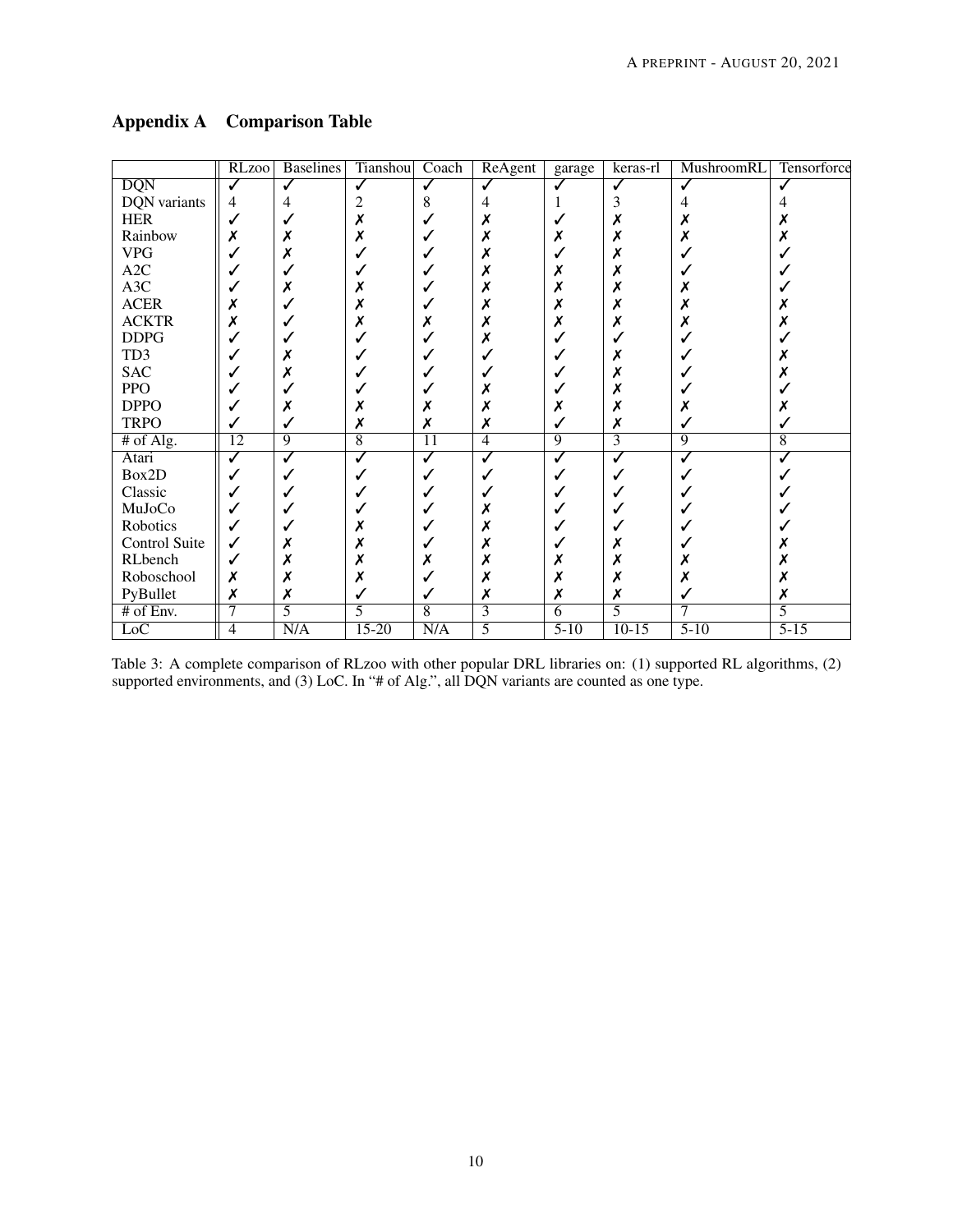## Appendix A Comparison Table

| | RLzoo | Baselines | Tianshou | Coach | ReAgent | garage | keras-rl | MushroomRL | Tensorforce |
|---|---|---|---|---|---|---|---|---|---|
| DQN | ✓ | ✓ | ✓ | ✓ | ✓ | ✓ | ✓ | ✓ | ✓ |
| DQN variants | 4 | 4 | 2 | 8 | 4 | 1 | 3 | 4 | 4 |
| HER | ✓ | ✓ | ✗ | ✓ | ✗ | ✓ | ✗ | ✗ | ✗ |
| Rainbow | ✗ | ✗ | ✗ | ✓ | ✗ | ✗ | ✗ | ✗ | ✗ |
| VPG | ✓ | ✗ | ✓ | ✓ | ✗ | ✓ | ✗ | ✓ | ✓ |
| A2C | ✓ | ✓ | ✓ | ✓ | ✗ | ✗ | ✗ | ✓ | ✓ |
| A3C | ✓ | ✗ | ✗ | ✓ | ✗ | ✗ | ✗ | ✗ | ✓ |
| ACER | ✗ | ✓ | ✗ | ✓ | ✗ | ✗ | ✗ | ✗ | ✗ |
| ACKTR | ✗ | ✓ | ✗ | ✗ | ✗ | ✗ | ✗ | ✗ | ✗ |
| DDPG | ✓ | ✓ | ✓ | ✓ | ✗ | ✓ | ✓ | ✓ | ✓ |
| TD3 | ✓ | ✗ | ✓ | ✓ | ✓ | ✓ | ✗ | ✓ | ✗ |
| SAC | ✓ | ✗ | ✓ | ✓ | ✓ | ✓ | ✗ | ✓ | ✗ |
| PPO | ✓ | ✓ | ✓ | ✓ | ✗ | ✓ | ✗ | ✓ | ✓ |
| DPPO | ✓ | ✗ | ✗ | ✗ | ✗ | ✗ | ✗ | ✗ | ✗ |
| TRPO | ✓ | ✓ | ✗ | ✗ | ✗ | ✓ | ✗ | ✓ | ✓ |
| # of Alg. | 12 | 9 | 8 | 11 | 4 | 9 | 3 | 9 | 8 |
| Atari | ✓ | ✓ | ✓ | ✓ | ✓ | ✓ | ✓ | ✓ | ✓ |
| Box2D | ✓ | ✓ | ✓ | ✓ | ✓ | ✓ | ✓ | ✓ | ✓ |
| Classic | ✓ | ✓ | ✓ | ✓ | ✓ | ✓ | ✓ | ✓ | ✓ |
| MuJoCo | ✓ | ✓ | ✓ | ✓ | ✗ | ✓ | ✓ | ✓ | ✓ |
| Robotics | ✓ | ✓ | ✗ | ✓ | ✗ | ✓ | ✓ | ✓ | ✓ |
| Control Suite | ✓ | ✗ | ✗ | ✓ | ✗ | ✓ | ✗ | ✓ | ✗ |
| RLbench | ✓ | ✗ | ✗ | ✗ | ✗ | ✗ | ✗ | ✗ | ✗ |
| Roboschool | ✗ | ✗ | ✗ | ✓ | ✗ | ✗ | ✗ | ✗ | ✗ |
| PyBullet | ✗ | ✗ | ✓ | ✓ | ✗ | ✗ | ✗ | ✓ | ✗ |
| # of Env. | 7 | 5 | 5 | 8 | 3 | 6 | 5 | 7 | 5 |
| LoC | 4 | N/A | 15-20 | N/A | 5 | 5-10 | 10-15 | 5-10 | 5-15 |

Table 3: A complete comparison of RLzoo with other popular DRL libraries on: (1) supported RL algorithms, (2) supported environments, and (3) LoC. In "# of Alg.", all DQN variants are counted as one type.